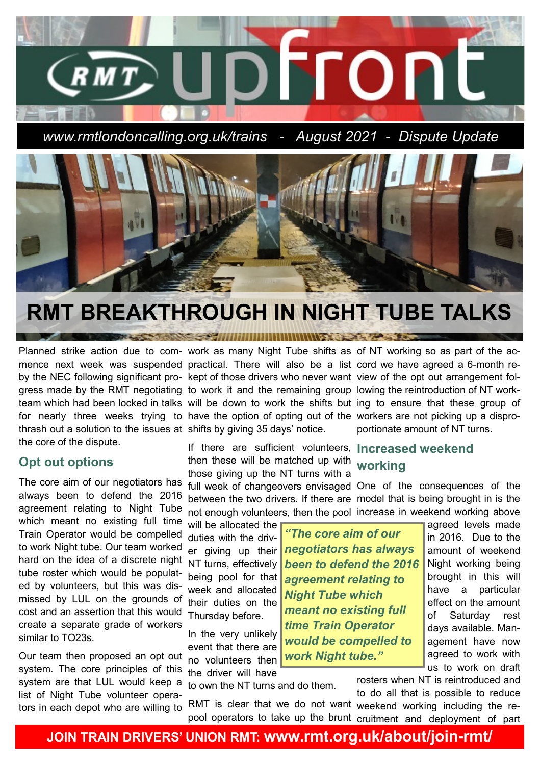# RMT upfront

www.rmtlondoncalling.org.uk/trains - August 2021 - Dispute Update

# RMT BREAKTHROUGH IN NIGHT TUBE TALKS

Planned strike action due to commence next week was suspended by the NEC following significant progress made by the RMT negotiating team which had been locked in talks for nearly three weeks trying to thrash out a solution to the issues at the core of the dispute.

## Opt out options

The core aim of our negotiators has always been to defend the 2016 agreement relating to Night Tube which meant no existing full time Train Operator would be compelled to work Night tube. Our team worked hard on the idea of a discrete night tube roster which would be populated by volunteers, but this was dismissed by LUL on the grounds of cost and an assertion that this would create a separate grade of workers similar to TO23s.

Our team then proposed an opt out system. The core principles of this system are that LUL would keep a list of Night Tube volunteer operators in each depot who are willing to work as many Night Tube shifts as practical. There will also be a list kept of those drivers who never want to work it and the remaining group will be down to work the shifts but have the option of opting out of the shifts by giving 35 days' notice.

If there are sufficient volunteers, then these will be matched up with those giving up the NT turns with a full week of changeovers envisaged between the two drivers. If there are not enough volunteers, then the pool will be allocated the duties with the driver giving up their NT turns, effectively being pool for that week and allocated their duties on the Thursday before.

In the very unlikely event that there are no volunteers then the driver will have to own the NT turns and do them.

RMT is clear that we do not want pool operators to take up the brunt of NT working so as part of the accord we have agreed a 6-month review of the opt out arrangement following the reintroduction of NT working to ensure that these group of workers are not picking up a disproportionate amount of NT turns.

> *"The core aim of our negotiators has always been to defend the 2016 agreement relating to Night Tube which meant no existing full time Train Operator would be compelled to work Night tube."*

## Increased weekend working

One of the consequences of the model that is being brought in is the increase in weekend working above agreed levels made in 2016. Due to the amount of weekend Night working being brought in this will have a particular effect on the amount of Saturday rest days available. Management have now agreed to work with us to work on draft rosters when NT is reintroduced and to do all that is possible to reduce weekend working including the recruitment and deployment of part

**JOIN TRAIN DRIVERS' UNION RMT: www.rmt.org.uk/about/join-rmt/**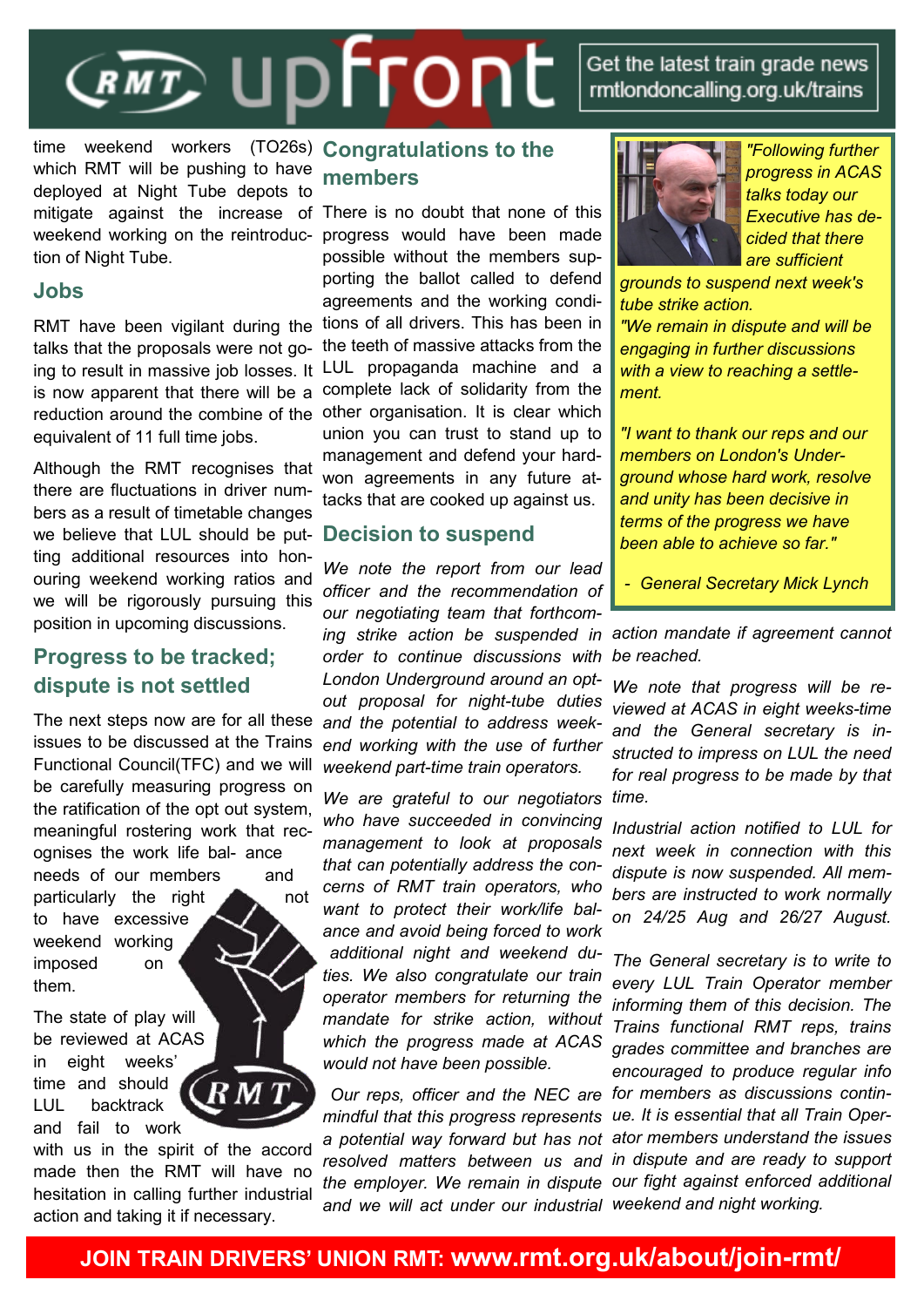time weekend workers (TO26s) which RMT will be pushing to have deployed at Night Tube depots to mitigate against the increase of weekend working on the reintroduction of Night Tube.

## Jobs

RMT have been vigilant during the talks that the proposals were not going to result in massive job losses. It is now apparent that there will be a reduction around the combine of the equivalent of 11 full time jobs.

Although the RMT recognises that there are fluctuations in driver numbers as a result of timetable changes we believe that LUL should be putting additional resources into honouring weekend working ratios and we will be rigorously pursuing this position in upcoming discussions.

## Progress to be tracked; dispute is not settled

The next steps now are for all these issues to be discussed at the Trains Functional Council(TFC) and we will be carefully measuring progress on the ratification of the opt out system, meaningful rostering work that recognises the work life balance needs of our members and particularly the right not to have excessive weekend working imposed on them.

The state of play will be reviewed at ACAS in eight weeks' time and should LUL backtrack and fail to work with us in the spirit of the accord made then the RMT will have no hesitation in calling further industrial action and taking it if necessary.

## Congratulations to the members

There is no doubt that none of this progress would have been made possible without the members supporting the ballot called to defend agreements and the working conditions of all drivers. This has been in the teeth of massive attacks from the LUL propaganda machine and a complete lack of solidarity from the other organisation. It is clear which union you can trust to stand up to management and defend your hard-won agreements in any future attacks that are cooked up against us.

## Decision to suspend

*We note the report from our lead officer and the recommendation of our negotiating team that forthcoming strike action be suspended in order to continue discussions with London Underground around an opt-out proposal for night-tube duties and the potential to address weekend working with the use of further weekend part-time train operators.*

*We are grateful to our negotiators who have succeeded in convincing management to look at proposals that can potentially address the concerns of RMT train operators, who want to protect their work/life balance and avoid being forced to work additional night and weekend duties. We also congratulate our train operator members for returning the mandate for strike action, without which the progress made at ACAS would not have been possible.*

*Our reps, officer and the NEC are mindful that this progress represents a potential way forward but has not resolved matters between us and the employer. We remain in dispute and we will act under our industrial action mandate if agreement cannot be reached.*

*We note that progress will be reviewed at ACAS in eight weeks-time and the General secretary is instructed to impress on LUL the need for real progress to be made by that time.*

*Industrial action notified to LUL for next week in connection with this dispute is now suspended. All members are instructed to work normally on 24/25 Aug and 26/27 August.*

*The General secretary is to write to every LUL Train Operator member informing them of this decision. The Trains functional RMT reps, trains grades committee and branches are encouraged to produce regular info for members as discussions continue. It is essential that all Train Operator members understand the issues in dispute and are ready to support our fight against enforced additional weekend and night working.*

*"Following further progress in ACAS talks today our Executive has decided that there are sufficient grounds to suspend next week's tube strike action.*

*"We remain in dispute and will be engaging in further discussions with a view to reaching a settlement.*

*"I want to thank our reps and our members on London's Underground whose hard work, resolve and unity has been decisive in terms of the progress we have been able to achieve so far."*

*- General Secretary Mick Lynch*

**JOIN TRAIN DRIVERS' UNION RMT: www.rmt.org.uk/about/join-rmt/**